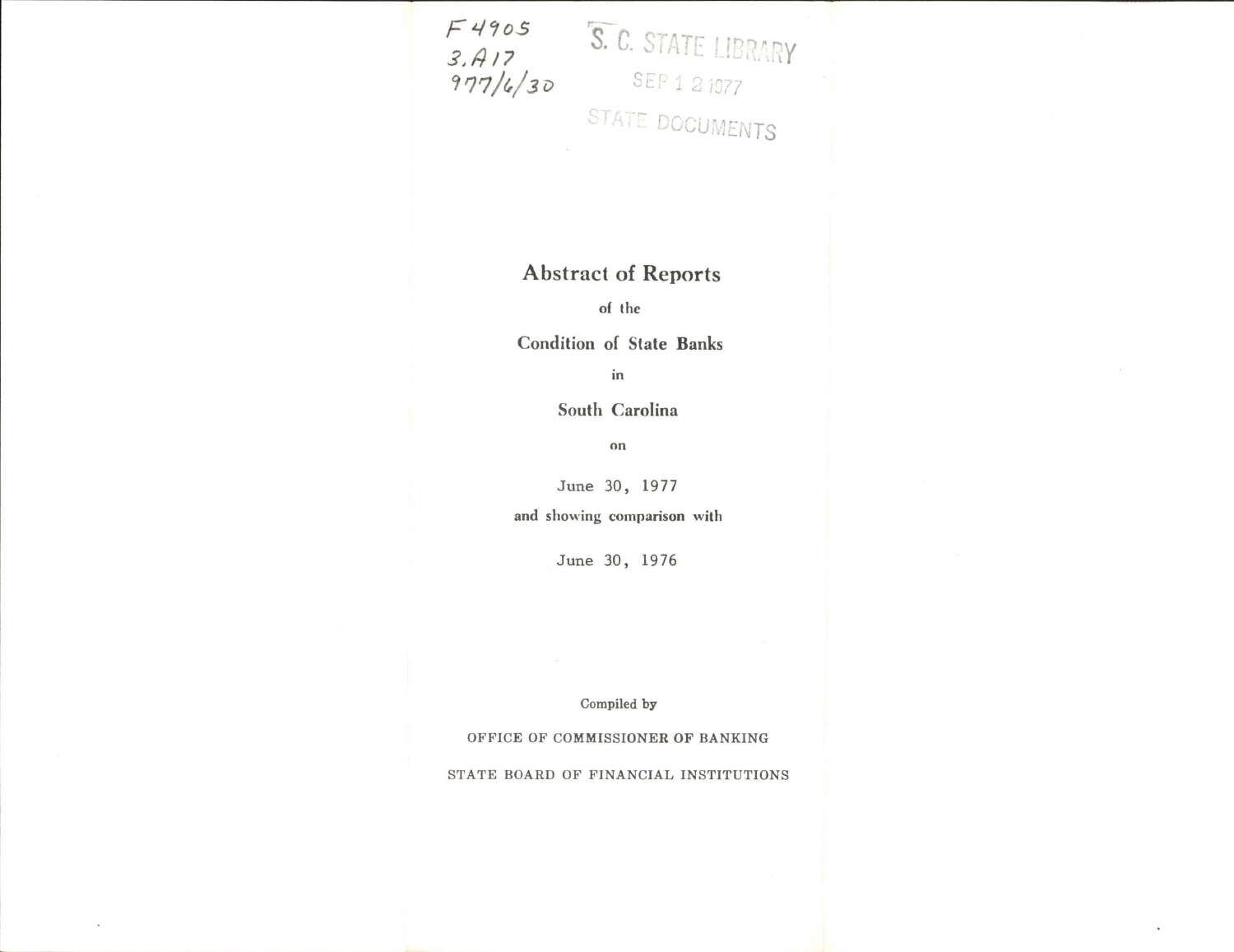F4905
3.A17
977/6/30

S. C. STATE LIBRARY

SEP 12 1977

STATE DOCUMENTS

# Abstract of Reports

of the

## Condition of State Banks

in

## South Carolina

on

June 30, 1977

and showing comparison with

June 30, 1976

Compiled by

OFFICE OF COMMISSIONER OF BANKING

STATE BOARD OF FINANCIAL INSTITUTIONS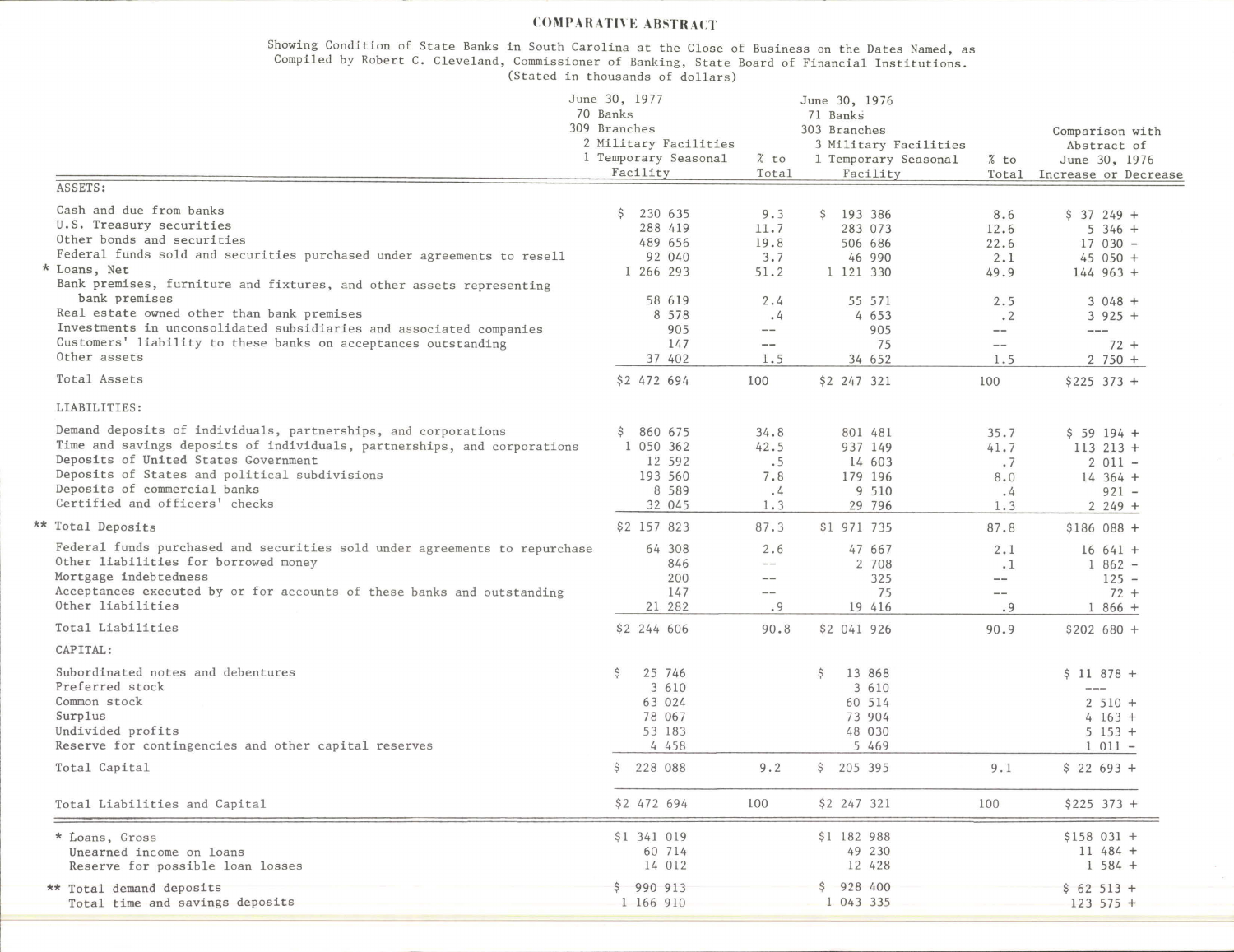# COMPARATIVE ABSTRACT

Showing Condition of State Banks in South Carolina at the Close of Business on the Dates Named, as Compiled by Robert C. Cleveland, Commissioner of Banking, State Board of Financial Institutions.
(Stated in thousands of dollars)

| | June 30, 1977<br>70 Banks<br>309 Branches<br>2 Military Facilities<br>1 Temporary Seasonal Facility | % to Total | June 30, 1976<br>71 Banks<br>303 Branches<br>3 Military Facilities<br>1 Temporary Seasonal Facility | % to Total | Comparison with Abstract of June 30, 1976 Increase or Decrease |
|---|---|---|---|---|---|
| **ASSETS:** | | | | | |
| Cash and due from banks | $ 230 635 | 9.3 | $ 193 386 | 8.6 | $ 37 249 + |
| U.S. Treasury securities | 288 419 | 11.7 | 283 073 | 12.6 | 5 346 + |
| Other bonds and securities | 489 656 | 19.8 | 506 686 | 22.6 | 17 030 - |
| Federal funds sold and securities purchased under agreements to resell | 92 040 | 3.7 | 46 990 | 2.1 | 45 050 + |
| * Loans, Net | 1 266 293 | 51.2 | 1 121 330 | 49.9 | 144 963 + |
| Bank premises, furniture and fixtures, and other assets representing bank premises | 58 619 | 2.4 | 55 571 | 2.5 | 3 048 + |
| Real estate owned other than bank premises | 8 578 | .4 | 4 653 | .2 | 3 925 + |
| Investments in unconsolidated subsidiaries and associated companies | 905 | -- | 905 | -- | --- |
| Customers' liability to these banks on acceptances outstanding | 147 | -- | 75 | -- | 72 + |
| Other assets | 37 402 | 1.5 | 34 652 | 1.5 | 2 750 + |
| Total Assets | $2 472 694 | 100 | $2 247 321 | 100 | $225 373 + |
| **LIABILITIES:** | | | | | |
| Demand deposits of individuals, partnerships, and corporations | $ 860 675 | 34.8 | 801 481 | 35.7 | $ 59 194 + |
| Time and savings deposits of individuals, partnerships, and corporations | 1 050 362 | 42.5 | 937 149 | 41.7 | 113 213 + |
| Deposits of United States Government | 12 592 | .5 | 14 603 | .7 | 2 011 - |
| Deposits of States and political subdivisions | 193 560 | 7.8 | 179 196 | 8.0 | 14 364 + |
| Deposits of commercial banks | 8 589 | .4 | 9 510 | .4 | 921 - |
| Certified and officers' checks | 32 045 | 1.3 | 29 796 | 1.3 | 2 249 + |
| ** Total Deposits | $2 157 823 | 87.3 | $1 971 735 | 87.8 | $186 088 + |
| Federal funds purchased and securities sold under agreements to repurchase | 64 308 | 2.6 | 47 667 | 2.1 | 16 641 + |
| Other liabilities for borrowed money | 846 | -- | 2 708 | .1 | 1 862 - |
| Mortgage indebtedness | 200 | -- | 325 | -- | 125 - |
| Acceptances executed by or for accounts of these banks and outstanding | 147 | -- | 75 | -- | 72 + |
| Other liabilities | 21 282 | .9 | 19 416 | .9 | 1 866 + |
| Total Liabilities | $2 244 606 | 90.8 | $2 041 926 | 90.9 | $202 680 + |
| **CAPITAL:** | | | | | |
| Subordinated notes and debentures | $ 25 746 | | $ 13 868 | | $ 11 878 + |
| Preferred stock | 3 610 | | 3 610 | | --- |
| Common stock | 63 024 | | 60 514 | | 2 510 + |
| Surplus | 78 067 | | 73 904 | | 4 163 + |
| Undivided profits | 53 183 | | 48 030 | | 5 153 + |
| Reserve for contingencies and other capital reserves | 4 458 | | 5 469 | | 1 011 - |
| Total Capital | $ 228 088 | 9.2 | $ 205 395 | 9.1 | $ 22 693 + |
| Total Liabilities and Capital | $2 472 694 | 100 | $2 247 321 | 100 | $225 373 + |
| * Loans, Gross | $1 341 019 | | $1 182 988 | | $158 031 + |
| Unearned income on loans | 60 714 | | 49 230 | | 11 484 + |
| Reserve for possible loan losses | 14 012 | | 12 428 | | 1 584 + |
| ** Total demand deposits | $ 990 913 | | $ 928 400 | | $ 62 513 + |
| Total time and savings deposits | 1 166 910 | | 1 043 335 | | 123 575 + |